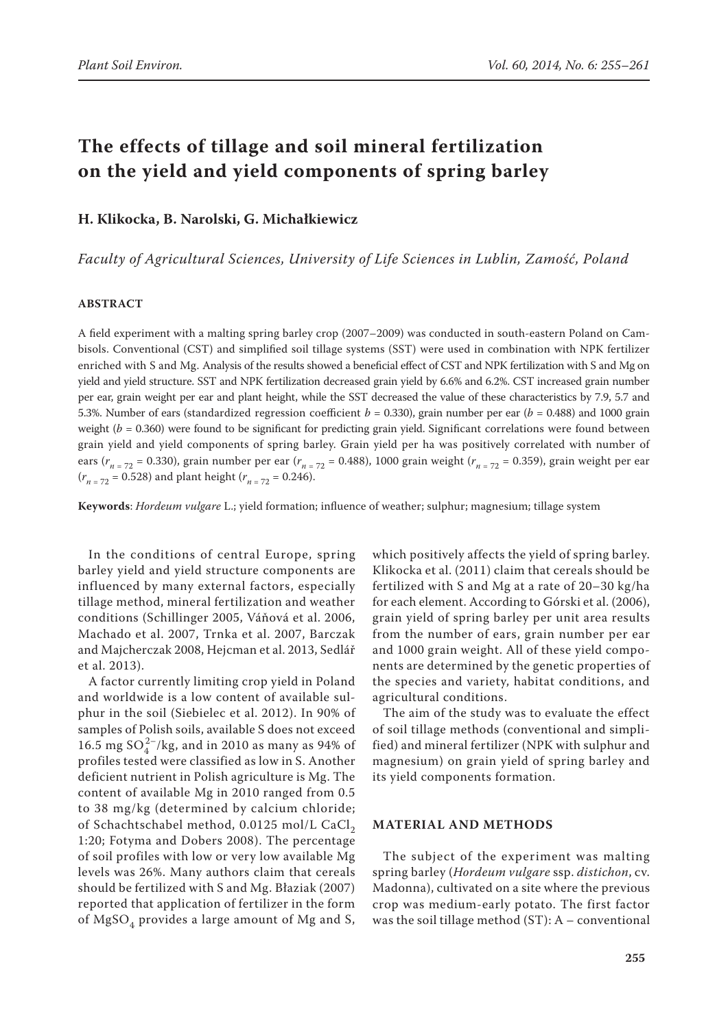# The effects of tillage and soil mineral fertilization on the yield and yield components of spring barley

**H. Klikocka, B. Narolski, G. Michałkiewicz**

*Faculty of Agricultural Sciences, University of Life Sciences in Lublin, Zamość, Poland*

## ABSTRACT

A field experiment with a malting spring barley crop (2007–2009) was conducted in south-eastern Poland on Cambisols. Conventional (CST) and simplified soil tillage systems (SST) were used in combination with NPK fertilizer enriched with S and Mg. Analysis of the results showed a beneficial effect of CST and NPK fertilization with S and Mg on yield and yield structure. SST and NPK fertilization decreased grain yield by 6.6% and 6.2%. CST increased grain number per ear, grain weight per ear and plant height, while the SST decreased the value of these characteristics by 7.9, 5.7 and 5.3%. Number of ears (standardized regression coefficient $b$ = 0.330), grain number per ear ($b$ = 0.488) and 1000 grain weight ($b$ = 0.360) were found to be significant for predicting grain yield. Significant correlations were found between grain yield and yield components of spring barley. Grain yield per ha was positively correlated with number of ears ($r_{n = 72}$ = 0.330), grain number per ear ($r_{n = 72}$ = 0.488), 1000 grain weight ($r_{n = 72}$ = 0.359), grain weight per ear ($r_{n = 72}$ = 0.528) and plant height ($r_{n = 72}$ = 0.246).

**Keywords**: *Hordeum vulgare* L.; yield formation; influence of weather; sulphur; magnesium; tillage system

In the conditions of central Europe, spring barley yield and yield structure components are influenced by many external factors, especially tillage method, mineral fertilization and weather conditions (Schillinger 2005, Váňová et al. 2006, Machado et al. 2007, Trnka et al. 2007, Barczak and Majcherczak 2008, Hejcman et al. 2013, Sedlář et al. 2013).

A factor currently limiting crop yield in Poland and worldwide is a low content of available sulphur in the soil (Siebielec et al. 2012). In 90% of samples of Polish soils, available S does not exceed 16.5 mg $SO_4^{2-}$/kg, and in 2010 as many as 94% of profiles tested were classified as low in S. Another deficient nutrient in Polish agriculture is Mg. The content of available Mg in 2010 ranged from 0.5 to 38 mg/kg (determined by calcium chloride; of Schachtschabel method, 0.0125 mol/L $CaCl_2$ 1:20; Fotyma and Dobers 2008). The percentage of soil profiles with low or very low available Mg levels was 26%. Many authors claim that cereals should be fertilized with S and Mg. Błaziak (2007) reported that application of fertilizer in the form of $MgSO_4$ provides a large amount of Mg and S, which positively affects the yield of spring barley. Klikocka et al. (2011) claim that cereals should be fertilized with S and Mg at a rate of 20–30 kg/ha for each element. According to Górski et al. (2006), grain yield of spring barley per unit area results from the number of ears, grain number per ear and 1000 grain weight. All of these yield components are determined by the genetic properties of the species and variety, habitat conditions, and agricultural conditions.

The aim of the study was to evaluate the effect of soil tillage methods (conventional and simplified) and mineral fertilizer (NPK with sulphur and magnesium) on grain yield of spring barley and its yield components formation.

## MATERIAL AND METHODS

The subject of the experiment was malting spring barley (*Hordeum vulgare* ssp. *distichon*, cv. Madonna), cultivated on a site where the previous crop was medium-early potato. The first factor was the soil tillage method (ST): A – conventional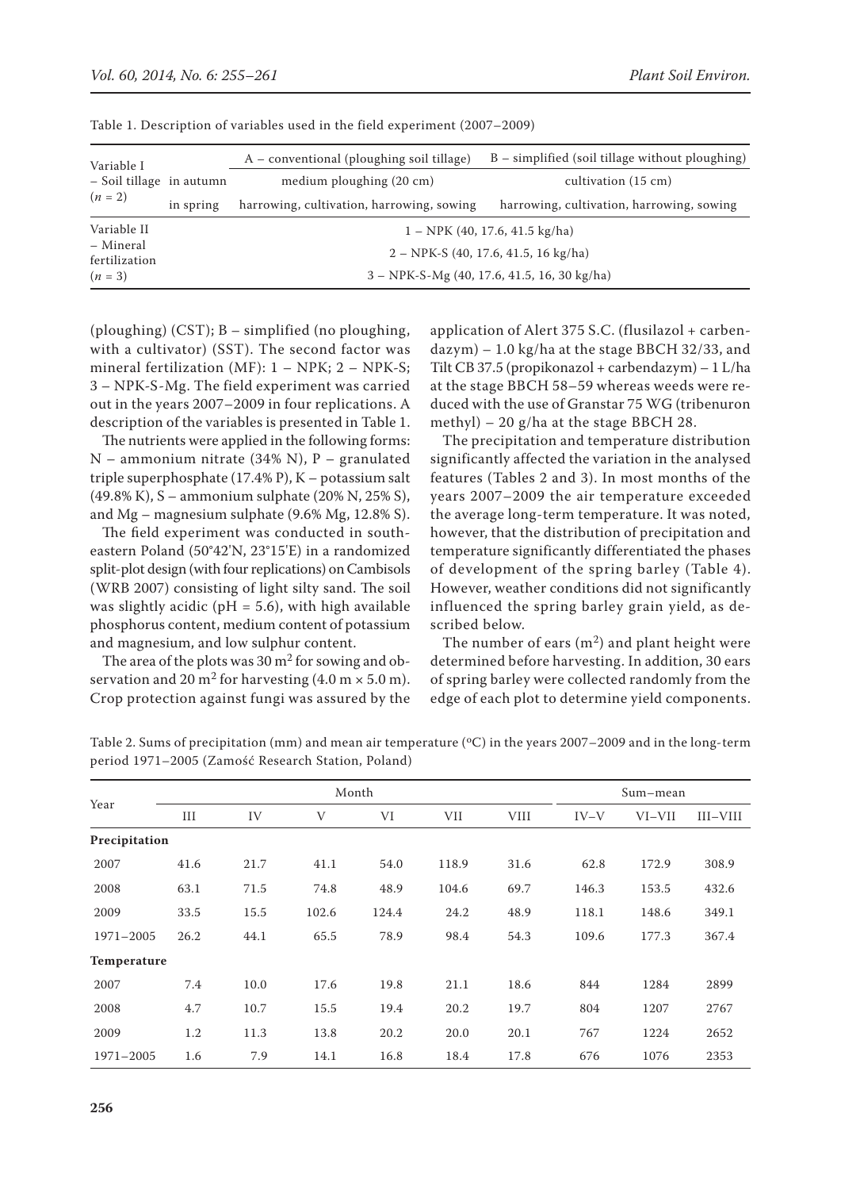Table 1. Description of variables used in the field experiment (2007–2009)

| Variable I | | A – conventional (ploughing soil tillage) | B – simplified (soil tillage without ploughing) |
|---|---|---|---|
| – Soil tillage ($n$ = 2) | in autumn | medium ploughing (20 cm) | cultivation (15 cm) |
| | in spring | harrowing, cultivation, harrowing, sowing | harrowing, cultivation, harrowing, sowing |
| Variable II – Mineral fertilization ($n$ = 3) | | 1 – NPK (40, 17.6, 41.5 kg/ha) | |
| | | 2 – NPK-S (40, 17.6, 41.5, 16 kg/ha) | |
| | | 3 – NPK-S-Mg (40, 17.6, 41.5, 16, 30 kg/ha) | |

(ploughing) (CST); B – simplified (no ploughing, with a cultivator) (SST). The second factor was mineral fertilization (MF): 1 – NPK; 2 – NPK-S; 3 – NPK-S-Mg. The field experiment was carried out in the years 2007–2009 in four replications. A description of the variables is presented in Table 1.

The nutrients were applied in the following forms: N – ammonium nitrate (34% N), P – granulated triple superphosphate (17.4% P), K – potassium salt (49.8% K), S – ammonium sulphate (20% N, 25% S), and Mg – magnesium sulphate (9.6% Mg, 12.8% S).

The field experiment was conducted in southeastern Poland (50°42'N, 23°15'E) in a randomized split-plot design (with four replications) on Cambisols (WRB 2007) consisting of light silty sand. The soil was slightly acidic (pH = 5.6), with high available phosphorus content, medium content of potassium and magnesium, and low sulphur content.

The area of the plots was 30 $m^2$ for sowing and observation and 20 $m^2$ for harvesting (4.0 m × 5.0 m). Crop protection against fungi was assured by the application of Alert 375 S.C. (flusilazol + carbendazym) – 1.0 kg/ha at the stage BBCH 32/33, and Tilt CB 37.5 (propikonazol + carbendazym) – 1 L/ha at the stage BBCH 58–59 whereas weeds were reduced with the use of Granstar 75 WG (tribenuron methyl) – 20 g/ha at the stage BBCH 28.

The precipitation and temperature distribution significantly affected the variation in the analysed features (Tables 2 and 3). In most months of the years 2007–2009 the air temperature exceeded the average long-term temperature. It was noted, however, that the distribution of precipitation and temperature significantly differentiated the phases of development of the spring barley (Table 4). However, weather conditions did not significantly influenced the spring barley grain yield, as described below.

The number of ears ($m^2$) and plant height were determined before harvesting. In addition, 30 ears of spring barley were collected randomly from the edge of each plot to determine yield components.

Table 2. Sums of precipitation (mm) and mean air temperature (°C) in the years 2007–2009 and in the long-term period 1971–2005 (Zamość Research Station, Poland)

| Year | Month | | | | | | Sum–mean | | |
|---|---|---|---|---|---|---|---|---|---|
| | III | IV | V | VI | VII | VIII | IV–V | VI–VII | III–VIII |
| **Precipitation** | | | | | | | | | |
| 2007 | 41.6 | 21.7 | 41.1 | 54.0 | 118.9 | 31.6 | 62.8 | 172.9 | 308.9 |
| 2008 | 63.1 | 71.5 | 74.8 | 48.9 | 104.6 | 69.7 | 146.3 | 153.5 | 432.6 |
| 2009 | 33.5 | 15.5 | 102.6 | 124.4 | 24.2 | 48.9 | 118.1 | 148.6 | 349.1 |
| 1971–2005 | 26.2 | 44.1 | 65.5 | 78.9 | 98.4 | 54.3 | 109.6 | 177.3 | 367.4 |
| **Temperature** | | | | | | | | | |
| 2007 | 7.4 | 10.0 | 17.6 | 19.8 | 21.1 | 18.6 | 844 | 1284 | 2899 |
| 2008 | 4.7 | 10.7 | 15.5 | 19.4 | 20.2 | 19.7 | 804 | 1207 | 2767 |
| 2009 | 1.2 | 11.3 | 13.8 | 20.2 | 20.0 | 20.1 | 767 | 1224 | 2652 |
| 1971–2005 | 1.6 | 7.9 | 14.1 | 16.8 | 18.4 | 17.8 | 676 | 1076 | 2353 |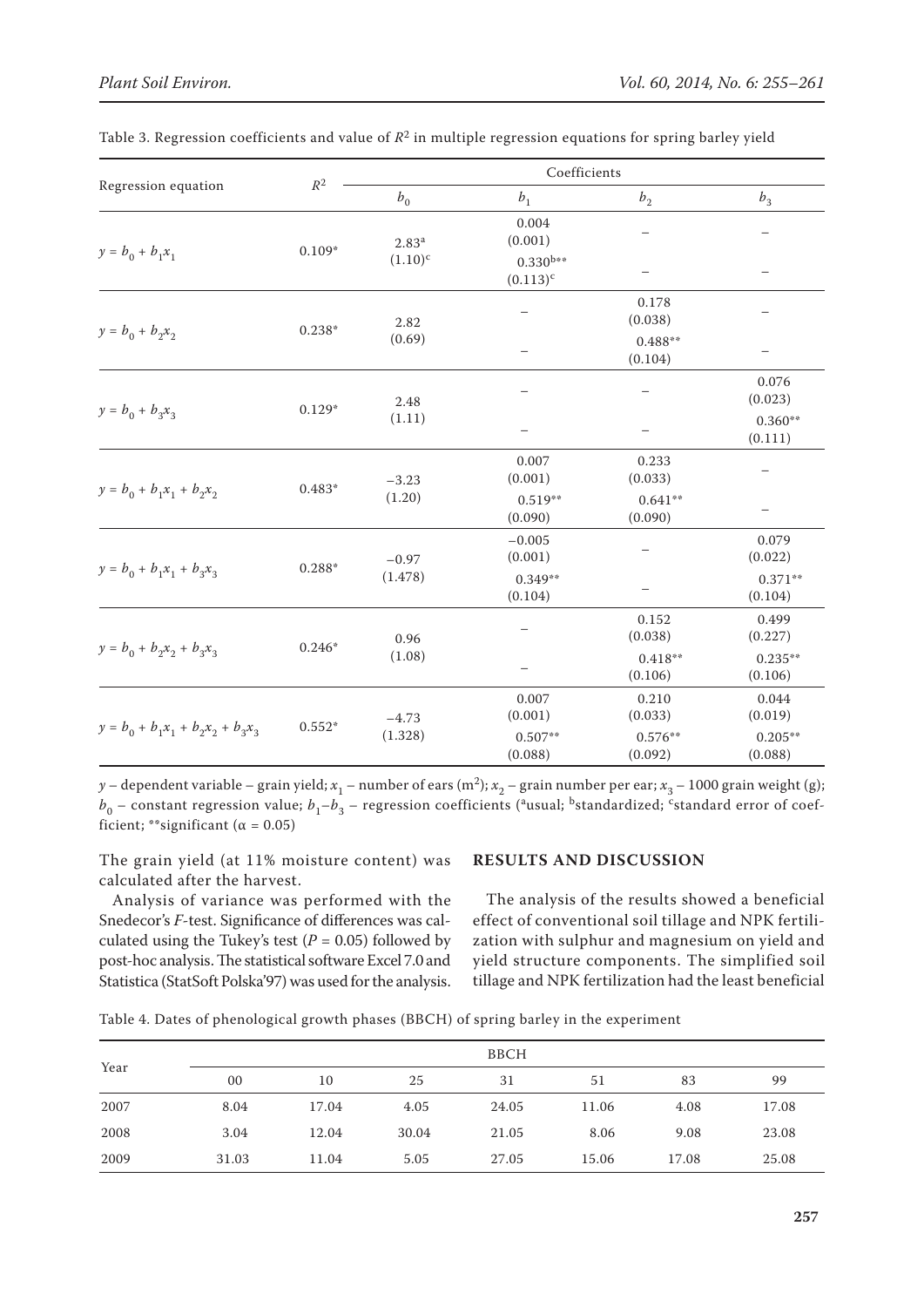Table 3. Regression coefficients and value of $R^2$ in multiple regression equations for spring barley yield

| Regression equation | $R^2$ | Coefficients | | | |
|---|---|---|---|---|---|
| | | $b_0$ | $b_1$ | $b_2$ | $b_3$ |
| $y = b_0 + b_1x_1$ | 0.109* | 2.83[a] (1.10)[c] | 0.004 (0.001) | – | – |
| | | | 0.330[b]** (0.113)[c] | – | – |
| $y = b_0 + b_2x_2$ | 0.238* | 2.82 (0.69) | – | 0.178 (0.038) | – |
| | | | – | 0.488** (0.104) | – |
| $y = b_0 + b_3x_3$ | 0.129* | 2.48 (1.11) | – | – | 0.076 (0.023) |
| | | | – | – | 0.360** (0.111) |
| $y = b_0 + b_1x_1 + b_2x_2$ | 0.483* | −3.23 (1.20) | 0.007 (0.001) | 0.233 (0.033) | – |
| | | | 0.519** (0.090) | 0.641** (0.090) | – |
| $y = b_0 + b_1x_1 + b_3x_3$ | 0.288* | −0.97 (1.478) | −0.005 (0.001) | – | 0.079 (0.022) |
| | | | 0.349** (0.104) | – | 0.371** (0.104) |
| $y = b_0 + b_2x_2 + b_3x_3$ | 0.246* | 0.96 (1.08) | – | 0.152 (0.038) | 0.499 (0.227) |
| | | | – | 0.418** (0.106) | 0.235** (0.106) |
| $y = b_0 + b_1x_1 + b_2x_2 + b_3x_3$ | 0.552* | −4.73 (1.328) | 0.007 (0.001) | 0.210 (0.033) | 0.044 (0.019) |
| | | | 0.507** (0.088) | 0.576** (0.092) | 0.205** (0.088) |

$y$ – dependent variable – grain yield; $x_1$ – number of ears ($m^2$); $x_2$ – grain number per ear; $x_3$ – 1000 grain weight (g); $b_0$ – constant regression value; $b_1$–$b_3$ – regression coefficients ([a]usual; [b]standardized; [c]standard error of coefficient; **significant ($\alpha = 0.05$)

The grain yield (at 11% moisture content) was calculated after the harvest.

Analysis of variance was performed with the Snedecor's *F*-test. Significance of differences was calculated using the Tukey's test ($P = 0.05$) followed by post-hoc analysis. The statistical software Excel 7.0 and Statistica (StatSoft Polska'97) was used for the analysis.

## RESULTS AND DISCUSSION

The analysis of the results showed a beneficial effect of conventional soil tillage and NPK fertilization with sulphur and magnesium on yield and yield structure components. The simplified soil tillage and NPK fertilization had the least beneficial

Table 4. Dates of phenological growth phases (BBCH) of spring barley in the experiment

| Year | BBCH | | | | | | |
|---|---|---|---|---|---|---|---|
| | 00 | 10 | 25 | 31 | 51 | 83 | 99 |
| 2007 | 8.04 | 17.04 | 4.05 | 24.05 | 11.06 | 4.08 | 17.08 |
| 2008 | 3.04 | 12.04 | 30.04 | 21.05 | 8.06 | 9.08 | 23.08 |
| 2009 | 31.03 | 11.04 | 5.05 | 27.05 | 15.06 | 17.08 | 25.08 |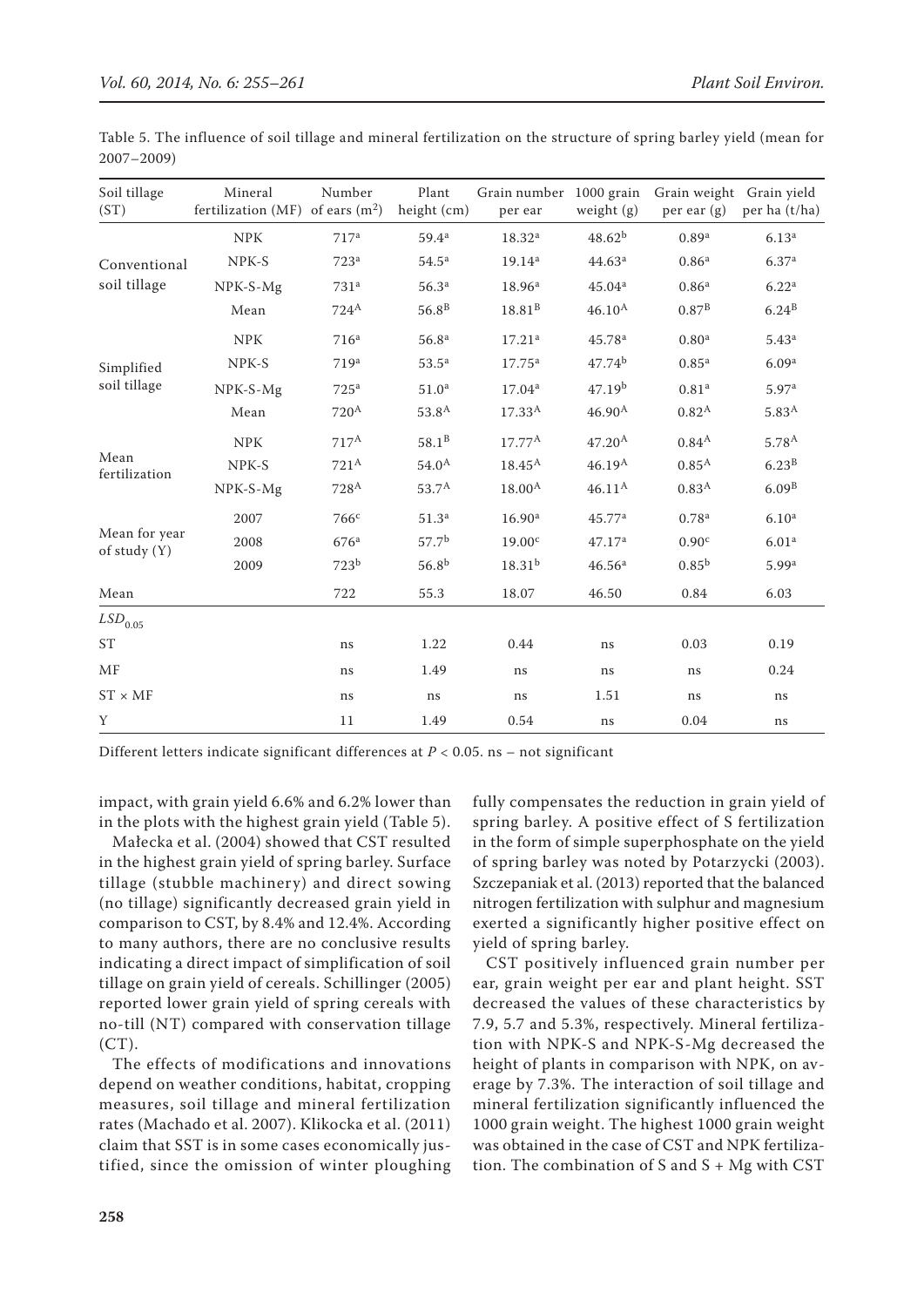Table 5. The influence of soil tillage and mineral fertilization on the structure of spring barley yield (mean for 2007–2009)

| Soil tillage (ST) | Mineral fertilization (MF) | Number of ears ($m^2$) | Plant height (cm) | Grain number per ear | 1000 grain weight (g) | Grain weight per ear (g) | Grain yield per ha (t/ha) |
|---|---|---|---|---|---|---|---|
| Conventional soil tillage | NPK | $717^a$ | $59.4^a$ | $18.32^a$ | $48.62^b$ | $0.89^a$ | $6.13^a$ |
| | NPK-S | $723^a$ | $54.5^a$ | $19.14^a$ | $44.63^a$ | $0.86^a$ | $6.37^a$ |
| | NPK-S-Mg | $731^a$ | $56.3^a$ | $18.96^a$ | $45.04^a$ | $0.86^a$ | $6.22^a$ |
| | Mean | $724^A$ | $56.8^B$ | $18.81^B$ | $46.10^A$ | $0.87^B$ | $6.24^B$ |
| Simplified soil tillage | NPK | $716^a$ | $56.8^a$ | $17.21^a$ | $45.78^a$ | $0.80^a$ | $5.43^a$ |
| | NPK-S | $719^a$ | $53.5^a$ | $17.75^a$ | $47.74^b$ | $0.85^a$ | $6.09^a$ |
| | NPK-S-Mg | $725^a$ | $51.0^a$ | $17.04^a$ | $47.19^b$ | $0.81^a$ | $5.97^a$ |
| | Mean | $720^A$ | $53.8^A$ | $17.33^A$ | $46.90^A$ | $0.82^A$ | $5.83^A$ |
| Mean fertilization | NPK | $717^A$ | $58.1^B$ | $17.77^A$ | $47.20^A$ | $0.84^A$ | $5.78^A$ |
| | NPK-S | $721^A$ | $54.0^A$ | $18.45^A$ | $46.19^A$ | $0.85^A$ | $6.23^B$ |
| | NPK-S-Mg | $728^A$ | $53.7^A$ | $18.00^A$ | $46.11^A$ | $0.83^A$ | $6.09^B$ |
| Mean for year of study (Y) | 2007 | $766^c$ | $51.3^a$ | $16.90^a$ | $45.77^a$ | $0.78^a$ | $6.10^a$ |
| | 2008 | $676^a$ | $57.7^b$ | $19.00^c$ | $47.17^a$ | $0.90^c$ | $6.01^a$ |
| | 2009 | $723^b$ | $56.8^b$ | $18.31^b$ | $46.56^a$ | $0.85^b$ | $5.99^a$ |
| Mean | | 722 | 55.3 | 18.07 | 46.50 | 0.84 | 6.03 |
| $LSD_{0.05}$ | | | | | | | |
| ST | | ns | 1.22 | 0.44 | ns | 0.03 | 0.19 |
| MF | | ns | 1.49 | ns | ns | ns | 0.24 |
| ST × MF | | ns | ns | ns | 1.51 | ns | ns |
| Y | | 11 | 1.49 | 0.54 | ns | 0.04 | ns |

Different letters indicate significant differences at $P < 0.05$. ns – not significant

impact, with grain yield 6.6% and 6.2% lower than in the plots with the highest grain yield (Table 5).

Małecka et al. (2004) showed that CST resulted in the highest grain yield of spring barley. Surface tillage (stubble machinery) and direct sowing (no tillage) significantly decreased grain yield in comparison to CST, by 8.4% and 12.4%. According to many authors, there are no conclusive results indicating a direct impact of simplification of soil tillage on grain yield of cereals. Schillinger (2005) reported lower grain yield of spring cereals with no-till (NT) compared with conservation tillage (CT).

The effects of modifications and innovations depend on weather conditions, habitat, cropping measures, soil tillage and mineral fertilization rates (Machado et al. 2007). Klikocka et al. (2011) claim that SST is in some cases economically justified, since the omission of winter ploughing fully compensates the reduction in grain yield of spring barley. A positive effect of S fertilization in the form of simple superphosphate on the yield of spring barley was noted by Potarzycki (2003). Szczepaniak et al. (2013) reported that the balanced nitrogen fertilization with sulphur and magnesium exerted a significantly higher positive effect on yield of spring barley.

CST positively influenced grain number per ear, grain weight per ear and plant height. SST decreased the values of these characteristics by 7.9, 5.7 and 5.3%, respectively. Mineral fertilization with NPK-S and NPK-S-Mg decreased the height of plants in comparison with NPK, on average by 7.3%. The interaction of soil tillage and mineral fertilization significantly influenced the 1000 grain weight. The highest 1000 grain weight was obtained in the case of CST and NPK fertilization. The combination of S and S + Mg with CST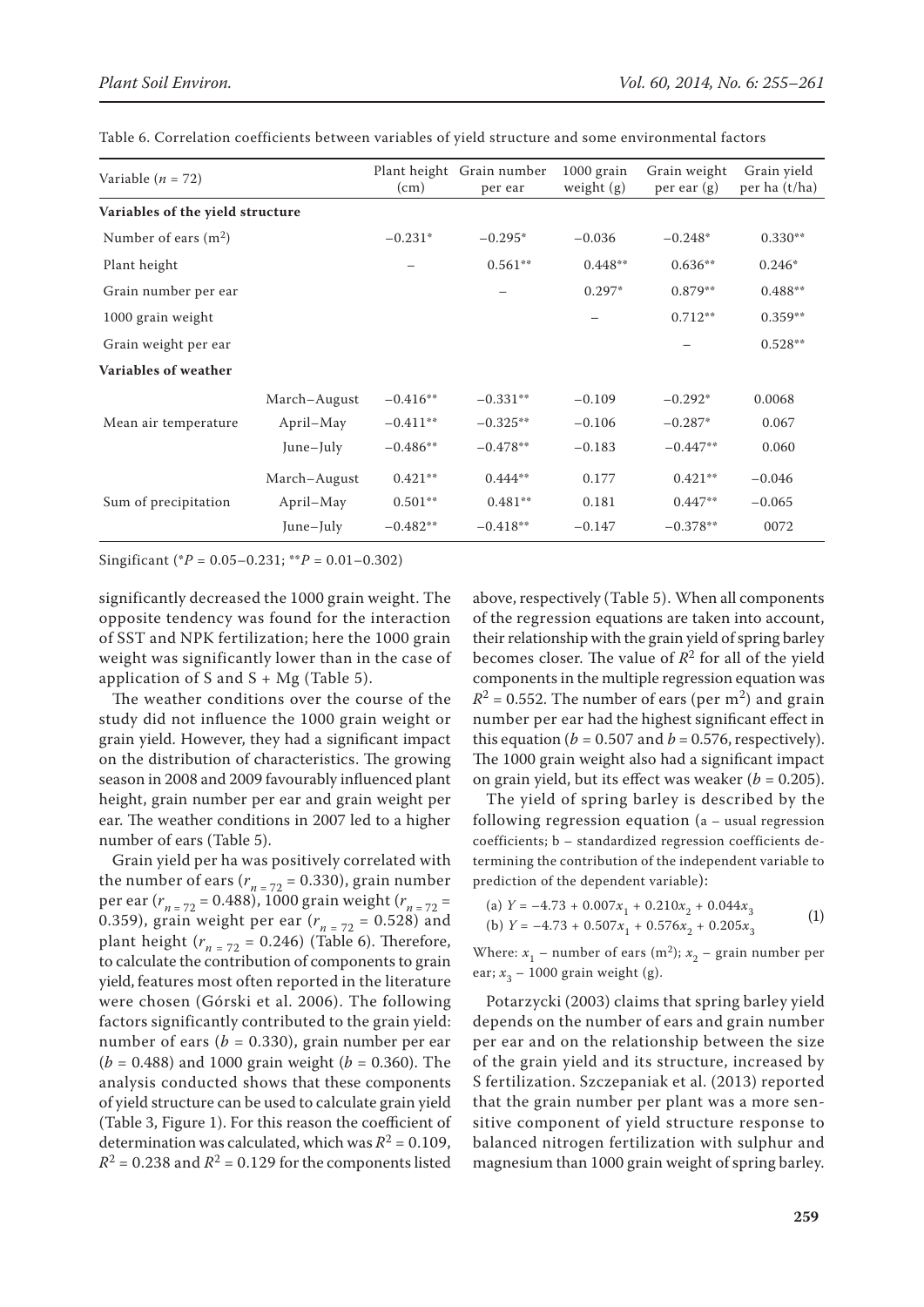Table 6. Correlation coefficients between variables of yield structure and some environmental factors

| Variable ($n$ = 72) | | Plant height (cm) | Grain number per ear | 1000 grain weight (g) | Grain weight per ear (g) | Grain yield per ha (t/ha) |
|---|---|---|---|---|---|---|
| **Variables of the yield structure** | | | | | | |
| Number of ears (m$^2$) | | −0.231* | −0.295* | −0.036 | −0.248* | 0.330** |
| Plant height | | – | 0.561** | 0.448** | 0.636** | 0.246* |
| Grain number per ear | | | – | 0.297* | 0.879** | 0.488** |
| 1000 grain weight | | | | – | 0.712** | 0.359** |
| Grain weight per ear | | | | | – | 0.528** |
| **Variables of weather** | | | | | | |
| Mean air temperature | March–August | −0.416** | −0.331** | −0.109 | −0.292* | 0.0068 |
| | April–May | −0.411** | −0.325** | −0.106 | −0.287* | 0.067 |
| | June–July | −0.486** | −0.478** | −0.183 | −0.447** | 0.060 |
| Sum of precipitation | March–August | 0.421** | 0.444** | 0.177 | 0.421** | −0.046 |
| | April–May | 0.501** | 0.481** | 0.181 | 0.447** | −0.065 |
| | June–July | −0.482** | −0.418** | −0.147 | −0.378** | 0072 |

Singificant (*$P$ = 0.05–0.231; **$P$ = 0.01–0.302)

significantly decreased the 1000 grain weight. The opposite tendency was found for the interaction of SST and NPK fertilization; here the 1000 grain weight was significantly lower than in the case of application of S and S + Mg (Table 5).

The weather conditions over the course of the study did not influence the 1000 grain weight or grain yield. However, they had a significant impact on the distribution of characteristics. The growing season in 2008 and 2009 favourably influenced plant height, grain number per ear and grain weight per ear. The weather conditions in 2007 led to a higher number of ears (Table 5).

Grain yield per ha was positively correlated with the number of ears ($r_{n = 72}$ = 0.330), grain number per ear ($r_{n = 72}$ = 0.488), 1000 grain weight ($r_{n = 72}$ = 0.359), grain weight per ear ($r_{n = 72}$ = 0.528) and plant height ($r_{n = 72}$ = 0.246) (Table 6). Therefore, to calculate the contribution of components to grain yield, features most often reported in the literature were chosen (Górski et al. 2006). The following factors significantly contributed to the grain yield: number of ears ($b$ = 0.330), grain number per ear ($b$ = 0.488) and 1000 grain weight ($b$ = 0.360). The analysis conducted shows that these components of yield structure can be used to calculate grain yield (Table 3, Figure 1). For this reason the coefficient of determination was calculated, which was $R^2$ = 0.109, $R^2$ = 0.238 and $R^2$ = 0.129 for the components listed above, respectively (Table 5). When all components of the regression equations are taken into account, their relationship with the grain yield of spring barley becomes closer. The value of $R^2$ for all of the yield components in the multiple regression equation was $R^2$ = 0.552. The number of ears (per m$^2$) and grain number per ear had the highest significant effect in this equation ($b$ = 0.507 and $b$ = 0.576, respectively). The 1000 grain weight also had a significant impact on grain yield, but its effect was weaker ($b$ = 0.205).

The yield of spring barley is described by the following regression equation (a – usual regression coefficients; b – standardized regression coefficients determining the contribution of the independent variable to prediction of the dependent variable):

$$\text{(a) } Y = -4.73 + 0.007x_1 + 0.210x_2 + 0.044x_3$$
$$\text{(b) } Y = -4.73 + 0.507x_1 + 0.576x_2 + 0.205x_3 \quad (1)$$

Where: $x_1$ – number of ears (m$^2$); $x_2$ – grain number per ear; $x_3$ – 1000 grain weight (g).

Potarzycki (2003) claims that spring barley yield depends on the number of ears and grain number per ear and on the relationship between the size of the grain yield and its structure, increased by S fertilization. Szczepaniak et al. (2013) reported that the grain number per plant was a more sensitive component of yield structure response to balanced nitrogen fertilization with sulphur and magnesium than 1000 grain weight of spring barley.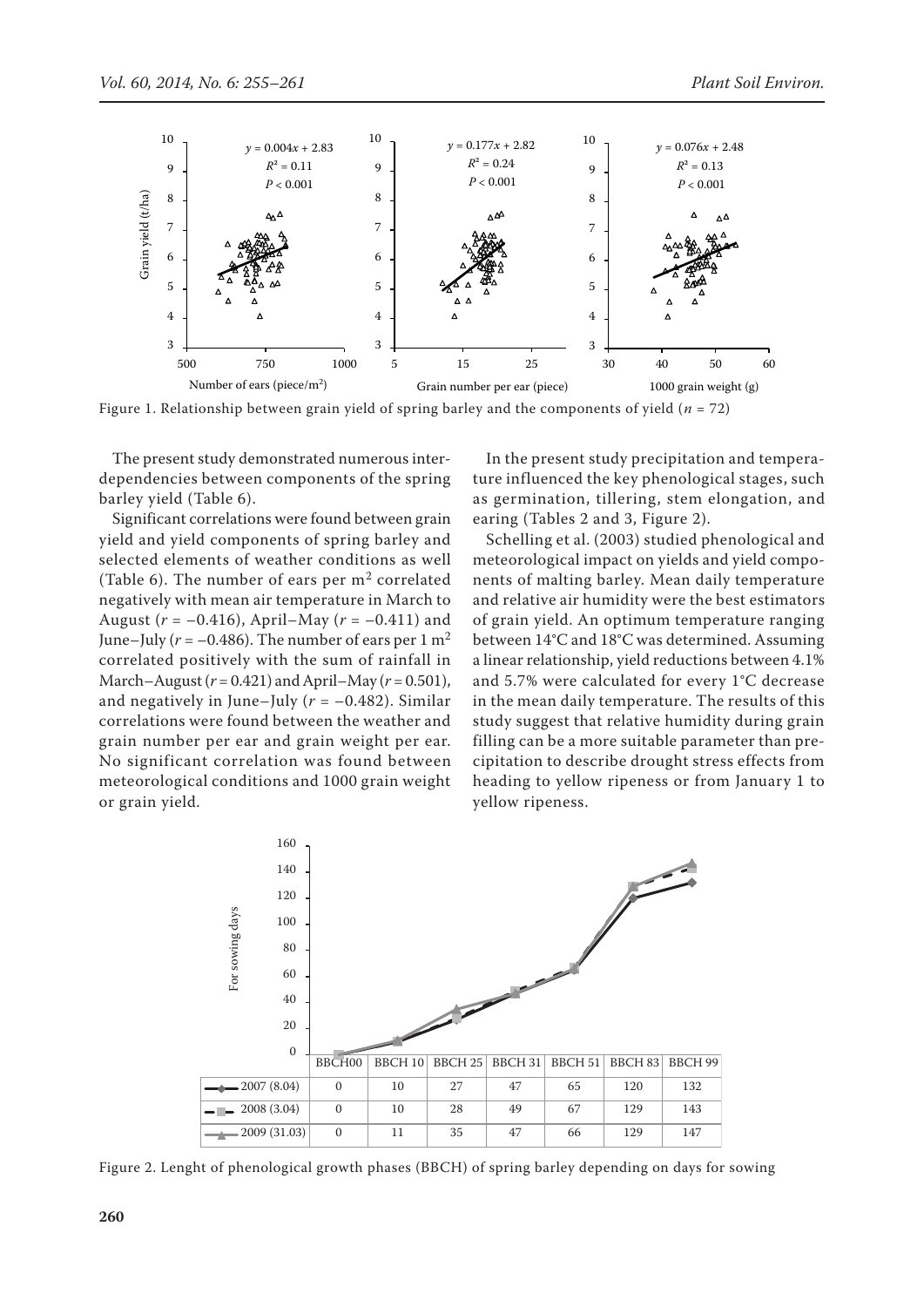Figure 1. Relationship between grain yield of spring barley and the components of yield ($n$ = 72)

The present study demonstrated numerous interdependencies between components of the spring barley yield (Table 6).

Significant correlations were found between grain yield and yield components of spring barley and selected elements of weather conditions as well (Table 6). The number of ears per $m^2$ correlated negatively with mean air temperature in March to August ($r$ = –0.416), April–May ($r$ = –0.411) and June–July ($r$ = –0.486). The number of ears per 1 $m^2$ correlated positively with the sum of rainfall in March–August ($r$ = 0.421) and April–May ($r$ = 0.501), and negatively in June–July ($r$ = –0.482). Similar correlations were found between the weather and grain number per ear and grain weight per ear. No significant correlation was found between meteorological conditions and 1000 grain weight or grain yield.

In the present study precipitation and temperature influenced the key phenological stages, such as germination, tillering, stem elongation, and earing (Tables 2 and 3, Figure 2).

Schelling et al. (2003) studied phenological and meteorological impact on yields and yield components of malting barley. Mean daily temperature and relative air humidity were the best estimators of grain yield. An optimum temperature ranging between 14°C and 18°C was determined. Assuming a linear relationship, yield reductions between 4.1% and 5.7% were calculated for every 1°C decrease in the mean daily temperature. The results of this study suggest that relative humidity during grain filling can be a more suitable parameter than precipitation to describe drought stress effects from heading to yellow ripeness or from January 1 to yellow ripeness.

| | BBCH00 | BBCH 10 | BBCH 25 | BBCH 31 | BBCH 51 | BBCH 83 | BBCH 99 |
|---|---|---|---|---|---|---|---|
| 2007 (8.04) | 0 | 10 | 27 | 47 | 65 | 120 | 132 |
| 2008 (3.04) | 0 | 10 | 28 | 49 | 67 | 129 | 143 |
| 2009 (31.03) | 0 | 11 | 35 | 47 | 66 | 129 | 147 |

Figure 2. Lenght of phenological growth phases (BBCH) of spring barley depending on days for sowing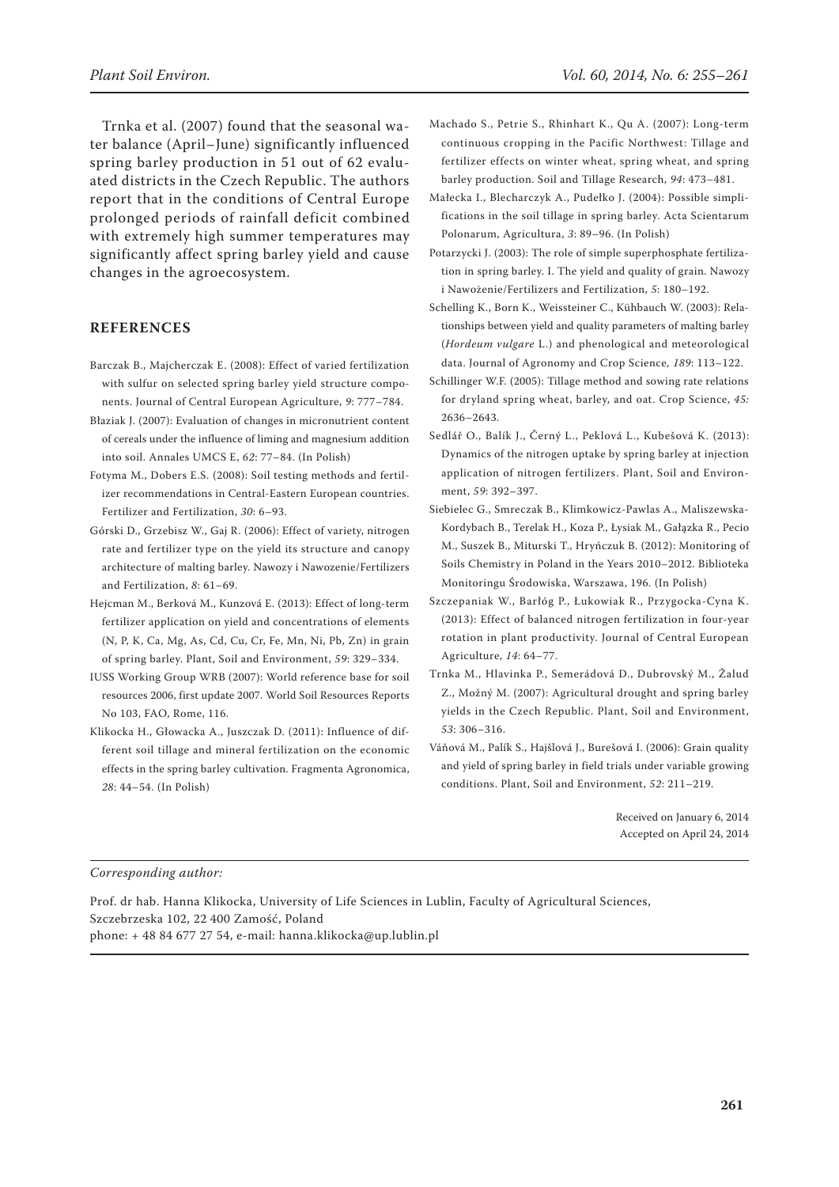Trnka et al. (2007) found that the seasonal water balance (April–June) significantly influenced spring barley production in 51 out of 62 evaluated districts in the Czech Republic. The authors report that in the conditions of Central Europe prolonged periods of rainfall deficit combined with extremely high summer temperatures may significantly affect spring barley yield and cause changes in the agroecosystem.

## REFERENCES

Barczak B., Majcherczak E. (2008): Effect of varied fertilization with sulfur on selected spring barley yield structure components. Journal of Central European Agriculture, *9*: 777–784.

Błaziak J. (2007): Evaluation of changes in micronutrient content of cereals under the influence of liming and magnesium addition into soil. Annales UMCS E, *62*: 77–84. (In Polish)

Fotyma M., Dobers E.S. (2008): Soil testing methods and fertilizer recommendations in Central-Eastern European countries. Fertilizer and Fertilization, *30*: 6–93.

Górski D., Grzebisz W., Gaj R. (2006): Effect of variety, nitrogen rate and fertilizer type on the yield its structure and canopy architecture of malting barley. Nawozy i Nawozenie/Fertilizers and Fertilization, *8*: 61–69.

Hejcman M., Berková M., Kunzová E. (2013): Effect of long-term fertilizer application on yield and concentrations of elements (N, P, K, Ca, Mg, As, Cd, Cu, Cr, Fe, Mn, Ni, Pb, Zn) in grain of spring barley. Plant, Soil and Environment, *59*: 329–334.

IUSS Working Group WRB (2007): World reference base for soil resources 2006, first update 2007. World Soil Resources Reports No 103, FAO, Rome, 116.

Klikocka H., Głowacka A., Juszczak D. (2011): Influence of different soil tillage and mineral fertilization on the economic effects in the spring barley cultivation. Fragmenta Agronomica, *28*: 44–54. (In Polish)

Machado S., Petrie S., Rhinhart K., Qu A. (2007): Long-term continuous cropping in the Pacific Northwest: Tillage and fertilizer effects on winter wheat, spring wheat, and spring barley production. Soil and Tillage Research, *94*: 473–481.

Małecka I., Blecharczyk A., Pudełko J. (2004): Possible simplifications in the soil tillage in spring barley. Acta Scientarum Polonarum, Agricultura, *3*: 89–96. (In Polish)

Potarzycki J. (2003): The role of simple superphosphate fertilization in spring barley. I. The yield and quality of grain. Nawozy i Nawożenie/Fertilizers and Fertilization, *5*: 180–192.

Schelling K., Born K., Weissteiner C., Kühbauch W. (2003): Relationships between yield and quality parameters of malting barley (*Hordeum vulgare* L.) and phenological and meteorological data. Journal of Agronomy and Crop Science, *189*: 113–122.

Schillinger W.F. (2005): Tillage method and sowing rate relations for dryland spring wheat, barley, and oat. Crop Science, *45:* 2636–2643.

Sedlář O., Balík J., Černý L., Peklová L., Kubešová K. (2013): Dynamics of the nitrogen uptake by spring barley at injection application of nitrogen fertilizers. Plant, Soil and Environment, *59*: 392–397.

Siebielec G., Smreczak B., Klimkowicz-Pawlas A., Maliszewska-Kordybach B., Terelak H., Koza P., Łysiak M., Gałązka R., Pecio M., Suszek B., Miturski T., Hryńczuk B. (2012): Monitoring of Soils Chemistry in Poland in the Years 2010–2012. Biblioteka Monitoringu Środowiska, Warszawa, 196. (In Polish)

Szczepaniak W., Barłóg P., Łukowiak R., Przygocka-Cyna K. (2013): Effect of balanced nitrogen fertilization in four-year rotation in plant productivity. Journal of Central European Agriculture, *14*: 64–77.

Trnka M., Hlavinka P., Semerádová D., Dubrovský M., Žalud Z., Možný M. (2007): Agricultural drought and spring barley yields in the Czech Republic. Plant, Soil and Environment, *53*: 306–316.

Váňová M., Palík S., Hajšlová J., Burešová I. (2006): Grain quality and yield of spring barley in field trials under variable growing conditions. Plant, Soil and Environment, *52*: 211–219.

Received on January 6, 2014
Accepted on April 24, 2014

*Corresponding author:*

Prof. dr hab. Hanna Klikocka, University of Life Sciences in Lublin, Faculty of Agricultural Sciences, Szczebrzeska 102, 22 400 Zamość, Poland
phone: + 48 84 677 27 54, e-mail: hanna.klikocka@up.lublin.pl